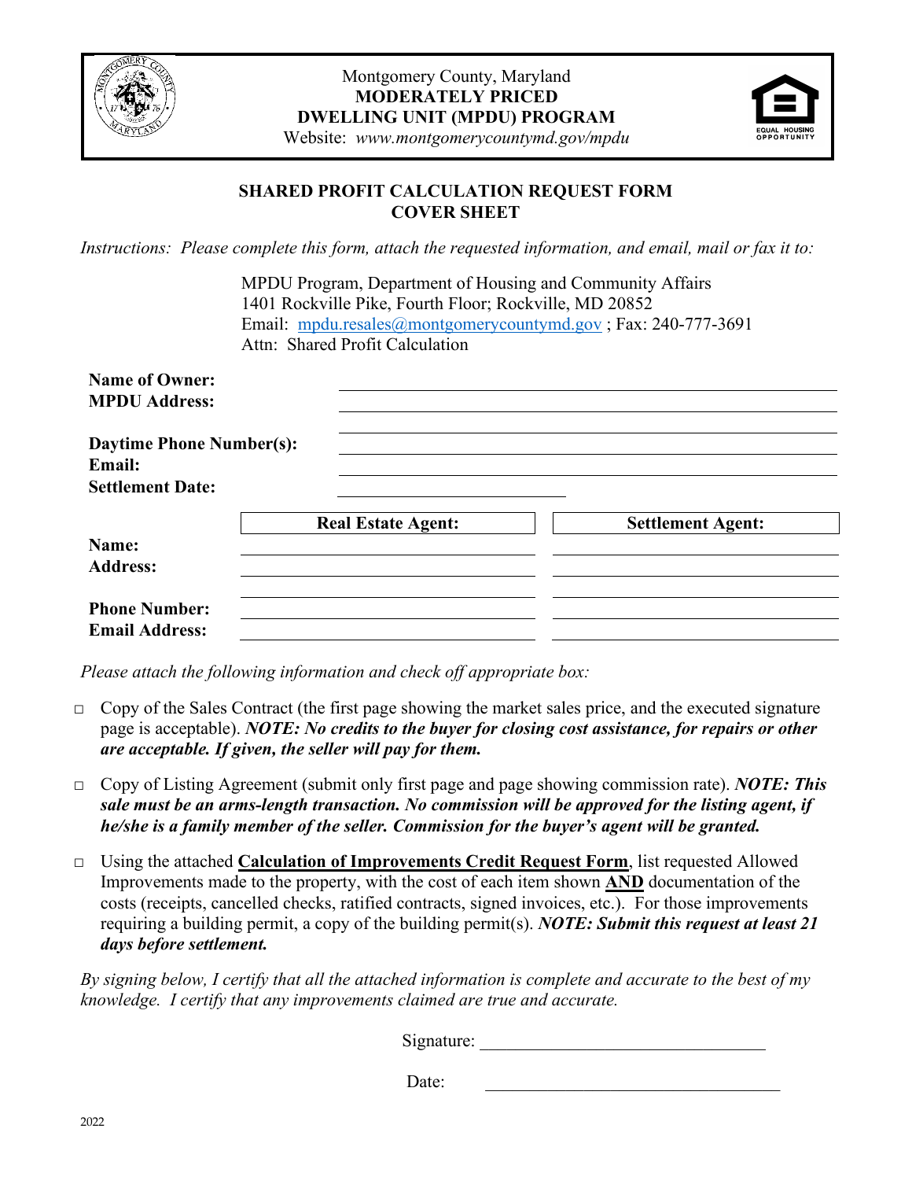Montgomery County, Maryland
**MODERATELY PRICED**
**DWELLING UNIT (MPDU) PROGRAM**
Website: *www.montgomerycountymd.gov/mpdu*

## SHARED PROFIT CALCULATION REQUEST FORM
## COVER SHEET

*Instructions: Please complete this form, attach the requested information, and email, mail or fax it to:*

MPDU Program, Department of Housing and Community Affairs
1401 Rockville Pike, Fourth Floor; Rockville, MD 20852
Email: mpdu.resales@montgomerycountymd.gov ; Fax: 240-777-3691
Attn: Shared Profit Calculation

**Name of Owner:** ______________________________

**MPDU Address:** ______________________________

______________________________

**Daytime Phone Number(s):** ______________________________

**Email:** ______________________________

**Settlement Date:** ______________________________

| | **Real Estate Agent:** | **Settlement Agent:** |
|---|---|---|
| **Name:** | | |
| **Address:** | | |
| | | |
| **Phone Number:** | | |
| **Email Address:** | | |

*Please attach the following information and check off appropriate box:*

- □ Copy of the Sales Contract (the first page showing the market sales price, and the executed signature page is acceptable). ***NOTE: No credits to the buyer for closing cost assistance, for repairs or other are acceptable. If given, the seller will pay for them.***
- □ Copy of Listing Agreement (submit only first page and page showing commission rate). ***NOTE: This sale must be an arms-length transaction. No commission will be approved for the listing agent, if he/she is a family member of the seller. Commission for the buyer's agent will be granted.***
- □ Using the attached **Calculation of Improvements Credit Request Form**, list requested Allowed Improvements made to the property, with the cost of each item shown **AND** documentation of the costs (receipts, cancelled checks, ratified contracts, signed invoices, etc.). For those improvements requiring a building permit, a copy of the building permit(s). ***NOTE: Submit this request at least 21 days before settlement.***

*By signing below, I certify that all the attached information is complete and accurate to the best of my knowledge. I certify that any improvements claimed are true and accurate.*

Signature: ______________________________

Date: ______________________________

2022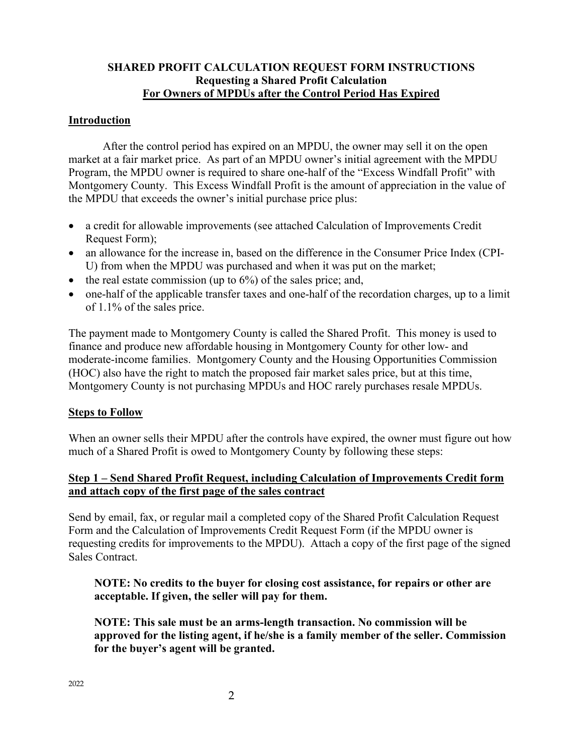**SHARED PROFIT CALCULATION REQUEST FORM INSTRUCTIONS**
**Requesting a Shared Profit Calculation**
**For Owners of MPDUs after the Control Period Has Expired**

## Introduction

After the control period has expired on an MPDU, the owner may sell it on the open market at a fair market price. As part of an MPDU owner's initial agreement with the MPDU Program, the MPDU owner is required to share one-half of the "Excess Windfall Profit" with Montgomery County. This Excess Windfall Profit is the amount of appreciation in the value of the MPDU that exceeds the owner's initial purchase price plus:

- a credit for allowable improvements (see attached Calculation of Improvements Credit Request Form);
- an allowance for the increase in, based on the difference in the Consumer Price Index (CPI-U) from when the MPDU was purchased and when it was put on the market;
- the real estate commission (up to 6%) of the sales price; and,
- one-half of the applicable transfer taxes and one-half of the recordation charges, up to a limit of 1.1% of the sales price.

The payment made to Montgomery County is called the Shared Profit. This money is used to finance and produce new affordable housing in Montgomery County for other low- and moderate-income families. Montgomery County and the Housing Opportunities Commission (HOC) also have the right to match the proposed fair market sales price, but at this time, Montgomery County is not purchasing MPDUs and HOC rarely purchases resale MPDUs.

## Steps to Follow

When an owner sells their MPDU after the controls have expired, the owner must figure out how much of a Shared Profit is owed to Montgomery County by following these steps:

### Step 1 – Send Shared Profit Request, including Calculation of Improvements Credit form and attach copy of the first page of the sales contract

Send by email, fax, or regular mail a completed copy of the Shared Profit Calculation Request Form and the Calculation of Improvements Credit Request Form (if the MPDU owner is requesting credits for improvements to the MPDU). Attach a copy of the first page of the signed Sales Contract.

**NOTE: No credits to the buyer for closing cost assistance, for repairs or other are acceptable. If given, the seller will pay for them.**

**NOTE: This sale must be an arms-length transaction. No commission will be approved for the listing agent, if he/she is a family member of the seller. Commission for the buyer's agent will be granted.**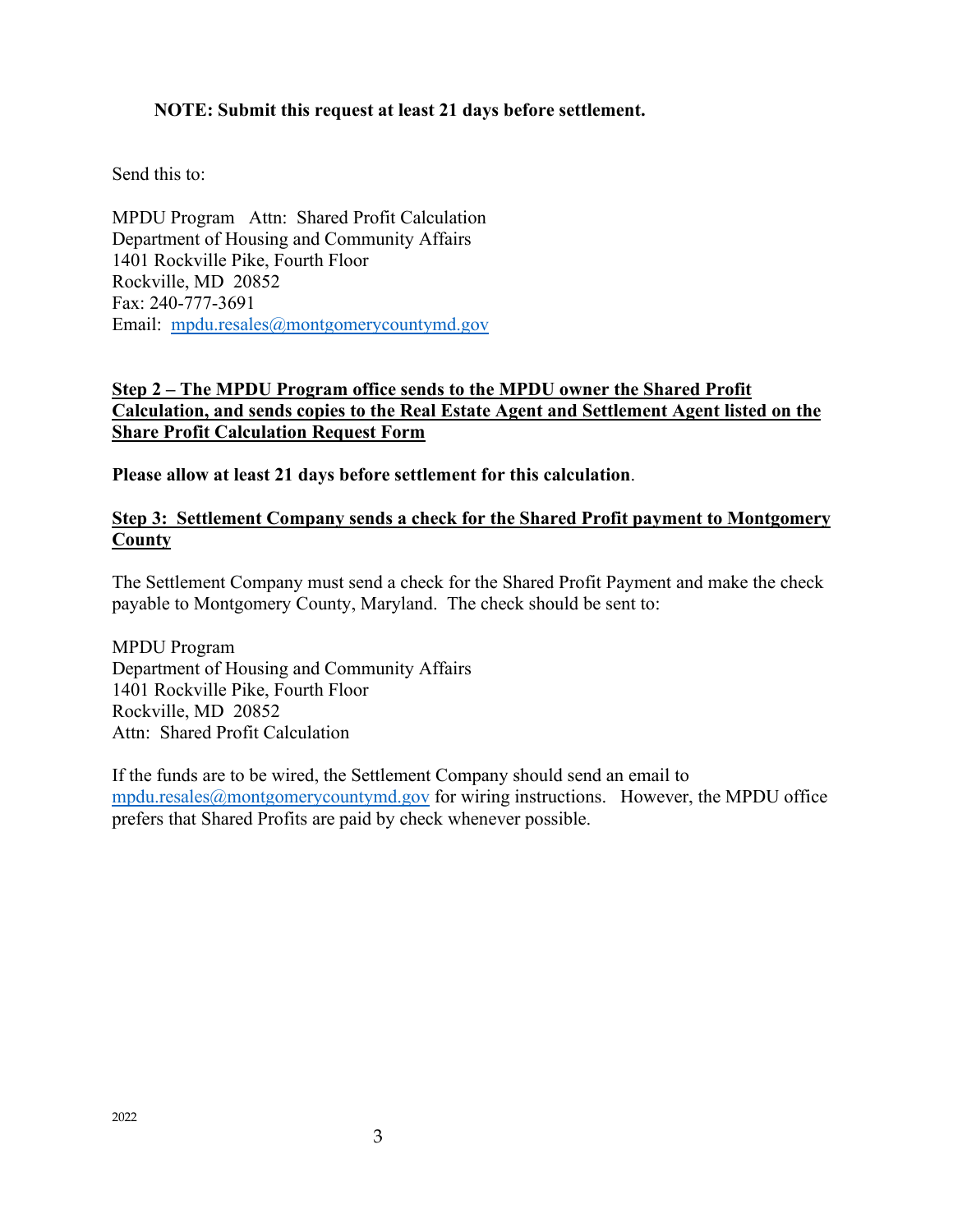**NOTE: Submit this request at least 21 days before settlement.**

Send this to:

MPDU Program   Attn:  Shared Profit Calculation
Department of Housing and Community Affairs
1401 Rockville Pike, Fourth Floor
Rockville, MD  20852
Fax: 240-777-3691
Email: mpdu.resales@montgomerycountymd.gov

**Step 2 – The MPDU Program office sends to the MPDU owner the Shared Profit Calculation, and sends copies to the Real Estate Agent and Settlement Agent listed on the Share Profit Calculation Request Form**

**Please allow at least 21 days before settlement for this calculation**.

**Step 3:  Settlement Company sends a check for the Shared Profit payment to Montgomery County**

The Settlement Company must send a check for the Shared Profit Payment and make the check payable to Montgomery County, Maryland.  The check should be sent to:

MPDU Program
Department of Housing and Community Affairs
1401 Rockville Pike, Fourth Floor
Rockville, MD  20852
Attn:  Shared Profit Calculation

If the funds are to be wired, the Settlement Company should send an email to mpdu.resales@montgomerycountymd.gov for wiring instructions.   However, the MPDU office prefers that Shared Profits are paid by check whenever possible.

2022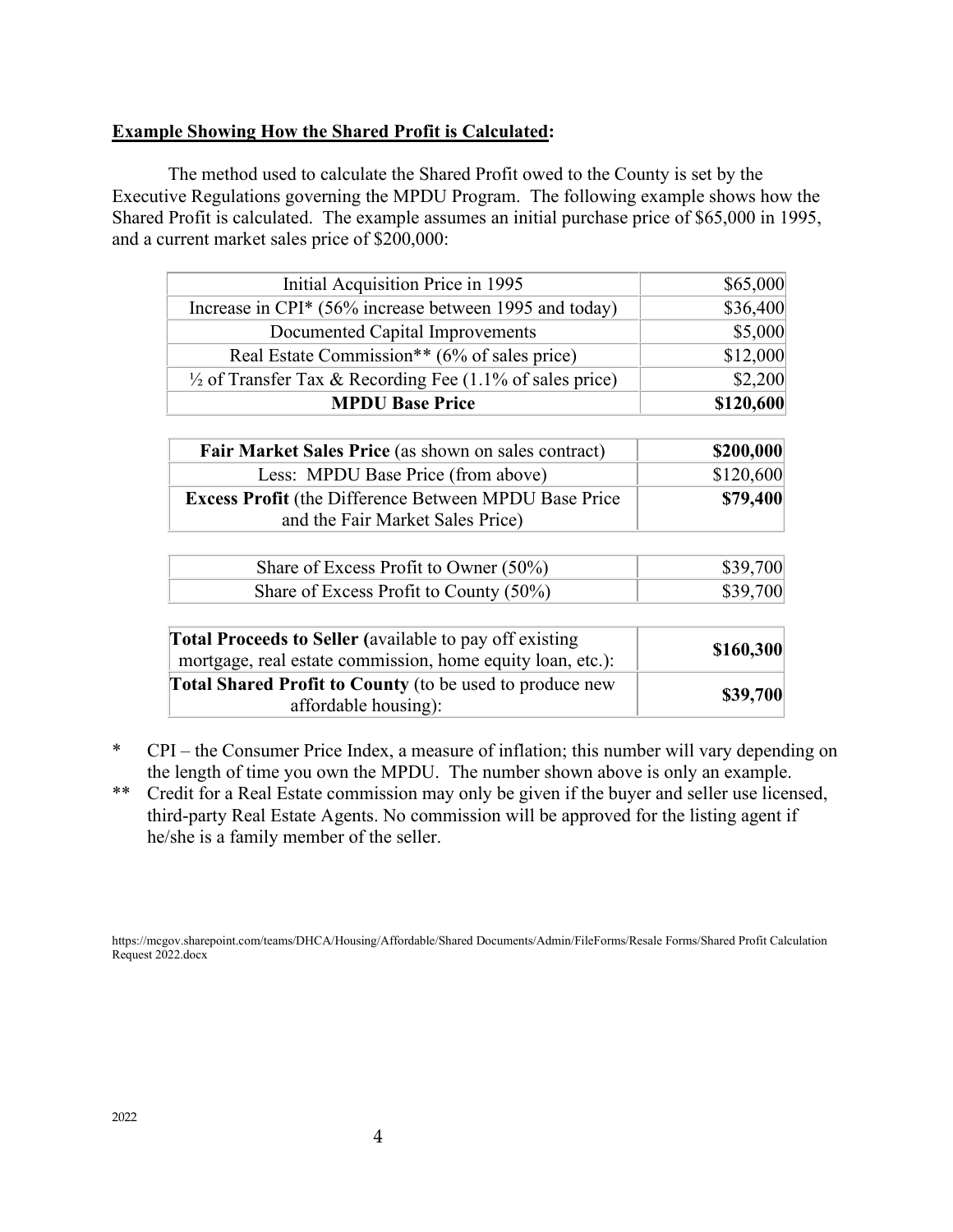**Example Showing How the Shared Profit is Calculated:**

The method used to calculate the Shared Profit owed to the County is set by the Executive Regulations governing the MPDU Program. The following example shows how the Shared Profit is calculated. The example assumes an initial purchase price of $65,000 in 1995, and a current market sales price of $200,000:

| | |
|---|---|
| Initial Acquisition Price in 1995 | $65,000 |
| Increase in CPI* (56% increase between 1995 and today) | $36,400 |
| Documented Capital Improvements | $5,000 |
| Real Estate Commission** (6% of sales price) | $12,000 |
| ½ of Transfer Tax & Recording Fee (1.1% of sales price) | $2,200 |
| **MPDU Base Price** | **$120,600** |

| | |
|---|---|
| **Fair Market Sales Price** (as shown on sales contract) | **$200,000** |
| Less: MPDU Base Price (from above) | $120,600 |
| **Excess Profit** (the Difference Between MPDU Base Price and the Fair Market Sales Price) | **$79,400** |

| | |
|---|---|
| Share of Excess Profit to Owner (50%) | $39,700 |
| Share of Excess Profit to County (50%) | $39,700 |

| | |
|---|---|
| **Total Proceeds to Seller (**available to pay off existing mortgage, real estate commission, home equity loan, etc.): | **$160,300** |
| **Total Shared Profit to County** (to be used to produce new affordable housing): | **$39,700** |

\* CPI – the Consumer Price Index, a measure of inflation; this number will vary depending on the length of time you own the MPDU. The number shown above is only an example.

\** Credit for a Real Estate commission may only be given if the buyer and seller use licensed, third-party Real Estate Agents. No commission will be approved for the listing agent if he/she is a family member of the seller.

https://mcgov.sharepoint.com/teams/DHCA/Housing/Affordable/Shared Documents/Admin/FileForms/Resale Forms/Shared Profit Calculation Request 2022.docx

2022